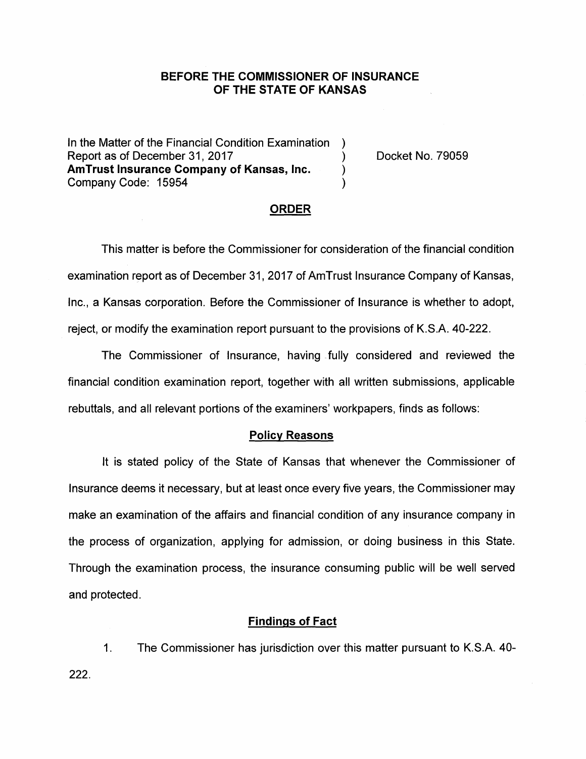# BEFORE THE COMMISSIONER OF INSURANCE OF THE STATE OF KANSAS

In the Matter of the Financial Condition Examination )
Report as of December 31, 2017 ) Docket No. 79059
**AmTrust Insurance Company of Kansas, Inc.** )
Company Code: 15954 )

## ORDER

This matter is before the Commissioner for consideration of the financial condition examination report as of December 31, 2017 of AmTrust Insurance Company of Kansas, Inc., a Kansas corporation. Before the Commissioner of Insurance is whether to adopt, reject, or modify the examination report pursuant to the provisions of K.S.A. 40-222.

The Commissioner of Insurance, having fully considered and reviewed the financial condition examination report, together with all written submissions, applicable rebuttals, and all relevant portions of the examiners' workpapers, finds as follows:

### Policy Reasons

It is stated policy of the State of Kansas that whenever the Commissioner of Insurance deems it necessary, but at least once every five years, the Commissioner may make an examination of the affairs and financial condition of any insurance company in the process of organization, applying for admission, or doing business in this State. Through the examination process, the insurance consuming public will be well served and protected.

### Findings of Fact

1. The Commissioner has jurisdiction over this matter pursuant to K.S.A. 40-222.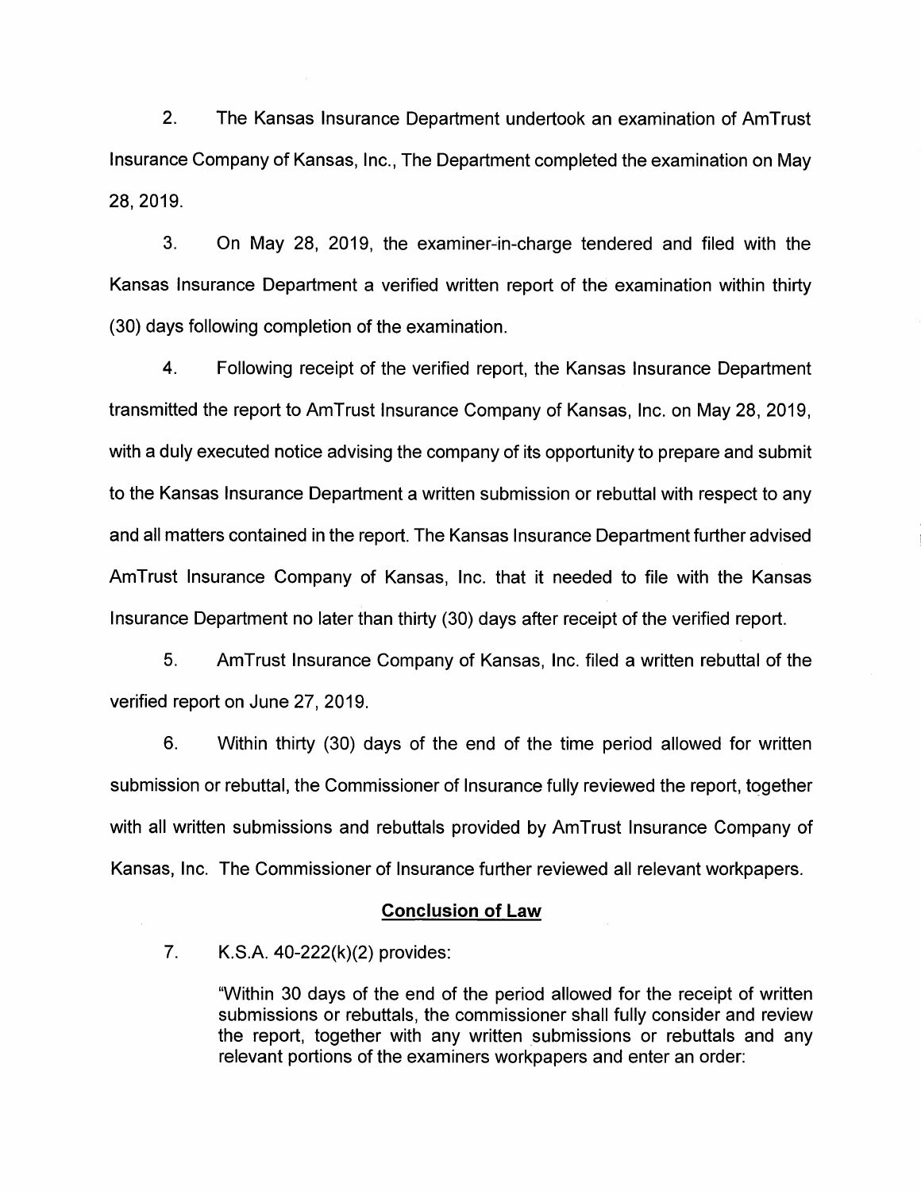2. The Kansas Insurance Department undertook an examination of AmTrust Insurance Company of Kansas, Inc., The Department completed the examination on May 28, 2019.

3. On May 28, 2019, the examiner-in-charge tendered and filed with the Kansas Insurance Department a verified written report of the examination within thirty (30) days following completion of the examination.

4. Following receipt of the verified report, the Kansas Insurance Department transmitted the report to AmTrust Insurance Company of Kansas, Inc. on May 28, 2019, with a duly executed notice advising the company of its opportunity to prepare and submit to the Kansas Insurance Department a written submission or rebuttal with respect to any and all matters contained in the report. The Kansas Insurance Department further advised AmTrust Insurance Company of Kansas, Inc. that it needed to file with the Kansas Insurance Department no later than thirty (30) days after receipt of the verified report.

5. AmTrust Insurance Company of Kansas, Inc. filed a written rebuttal of the verified report on June 27, 2019.

6. Within thirty (30) days of the end of the time period allowed for written submission or rebuttal, the Commissioner of Insurance fully reviewed the report, together with all written submissions and rebuttals provided by AmTrust Insurance Company of Kansas, Inc. The Commissioner of Insurance further reviewed all relevant workpapers.

## Conclusion of Law

7. K.S.A. 40-222(k)(2) provides:

> "Within 30 days of the end of the period allowed for the receipt of written submissions or rebuttals, the commissioner shall fully consider and review the report, together with any written submissions or rebuttals and any relevant portions of the examiners workpapers and enter an order: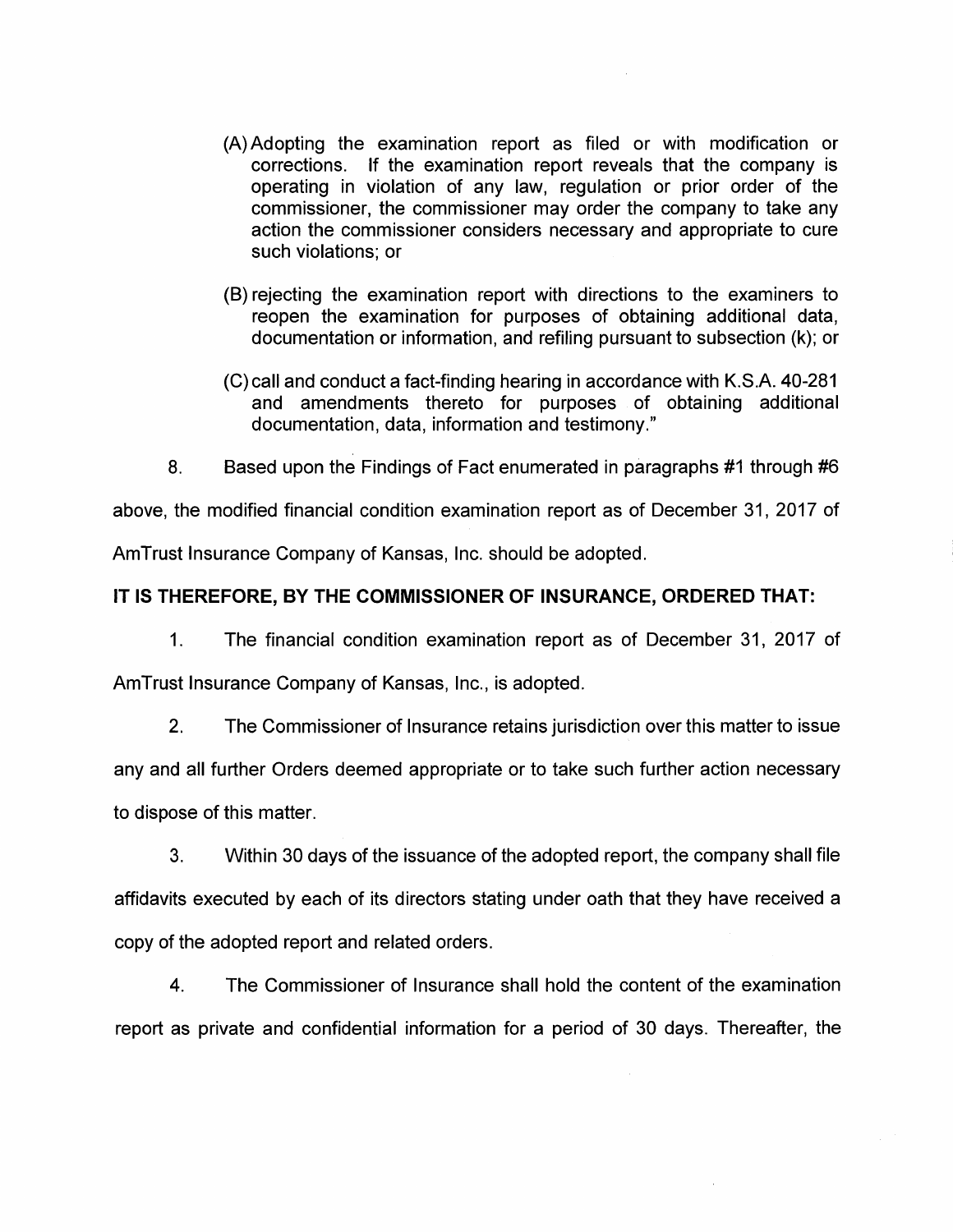(A) Adopting the examination report as filed or with modification or corrections. If the examination report reveals that the company is operating in violation of any law, regulation or prior order of the commissioner, the commissioner may order the company to take any action the commissioner considers necessary and appropriate to cure such violations; or

(B) rejecting the examination report with directions to the examiners to reopen the examination for purposes of obtaining additional data, documentation or information, and refiling pursuant to subsection (k); or

(C) call and conduct a fact-finding hearing in accordance with K.S.A. 40-281 and amendments thereto for purposes of obtaining additional documentation, data, information and testimony."

8. Based upon the Findings of Fact enumerated in paragraphs #1 through #6 above, the modified financial condition examination report as of December 31, 2017 of AmTrust Insurance Company of Kansas, Inc. should be adopted.

**IT IS THEREFORE, BY THE COMMISSIONER OF INSURANCE, ORDERED THAT:**

1. The financial condition examination report as of December 31, 2017 of AmTrust Insurance Company of Kansas, Inc., is adopted.

2. The Commissioner of Insurance retains jurisdiction over this matter to issue any and all further Orders deemed appropriate or to take such further action necessary to dispose of this matter.

3. Within 30 days of the issuance of the adopted report, the company shall file affidavits executed by each of its directors stating under oath that they have received a copy of the adopted report and related orders.

4. The Commissioner of Insurance shall hold the content of the examination report as private and confidential information for a period of 30 days. Thereafter, the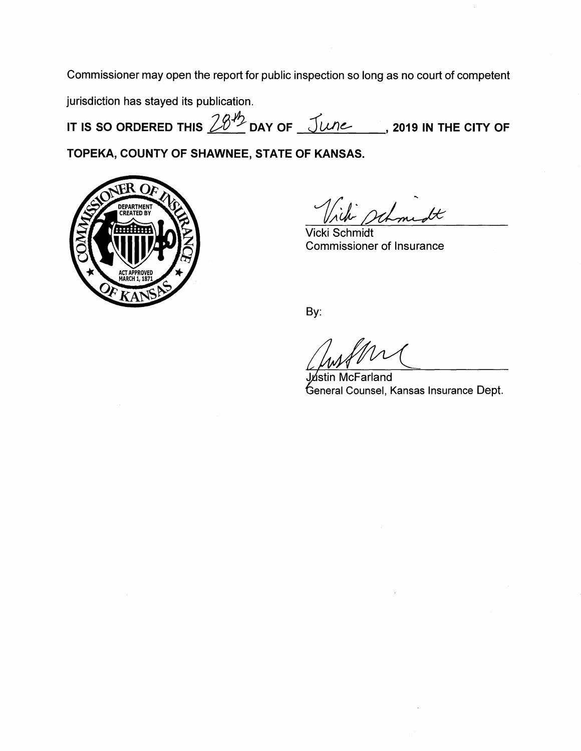Commissioner may open the report for public inspection so long as no court of competent jurisdiction has stayed its publication.

**IT IS SO ORDERED THIS 28th DAY OF June, 2019 IN THE CITY OF TOPEKA, COUNTY OF SHAWNEE, STATE OF KANSAS.**

COMMISSIONER OF INSURANCE OF KANSAS
DEPARTMENT CREATED BY ACT APPROVED MARCH 1, 1871

Vicki Schmidt
Commissioner of Insurance

By:

Justin McFarland
General Counsel, Kansas Insurance Dept.